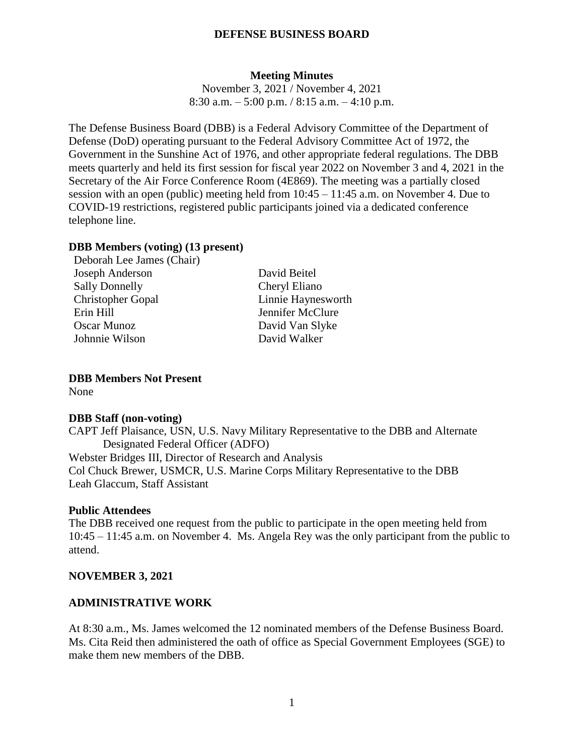# DEFENSE BUSINESS BOARD

## Meeting Minutes

November 3, 2021 / November 4, 2021
8:30 a.m. – 5:00 p.m. / 8:15 a.m. – 4:10 p.m.

The Defense Business Board (DBB) is a Federal Advisory Committee of the Department of Defense (DoD) operating pursuant to the Federal Advisory Committee Act of 1972, the Government in the Sunshine Act of 1976, and other appropriate federal regulations. The DBB meets quarterly and held its first session for fiscal year 2022 on November 3 and 4, 2021 in the Secretary of the Air Force Conference Room (4E869). The meeting was a partially closed session with an open (public) meeting held from 10:45 – 11:45 a.m. on November 4. Due to COVID-19 restrictions, registered public participants joined via a dedicated conference telephone line.

### DBB Members (voting) (13 present)

Deborah Lee James (Chair)
Joseph Anderson
Sally Donnelly
Christopher Gopal
Erin Hill
Oscar Munoz
Johnnie Wilson
David Beitel
Cheryl Eliano
Linnie Haynesworth
Jennifer McClure
David Van Slyke
David Walker

### DBB Members Not Present

None

### DBB Staff (non-voting)

CAPT Jeff Plaisance, USN, U.S. Navy Military Representative to the DBB and Alternate Designated Federal Officer (ADFO)
Webster Bridges III, Director of Research and Analysis
Col Chuck Brewer, USMCR, U.S. Marine Corps Military Representative to the DBB
Leah Glaccum, Staff Assistant

### Public Attendees

The DBB received one request from the public to participate in the open meeting held from 10:45 – 11:45 a.m. on November 4. Ms. Angela Rey was the only participant from the public to attend.

### NOVEMBER 3, 2021

### ADMINISTRATIVE WORK

At 8:30 a.m., Ms. James welcomed the 12 nominated members of the Defense Business Board. Ms. Cita Reid then administered the oath of office as Special Government Employees (SGE) to make them new members of the DBB.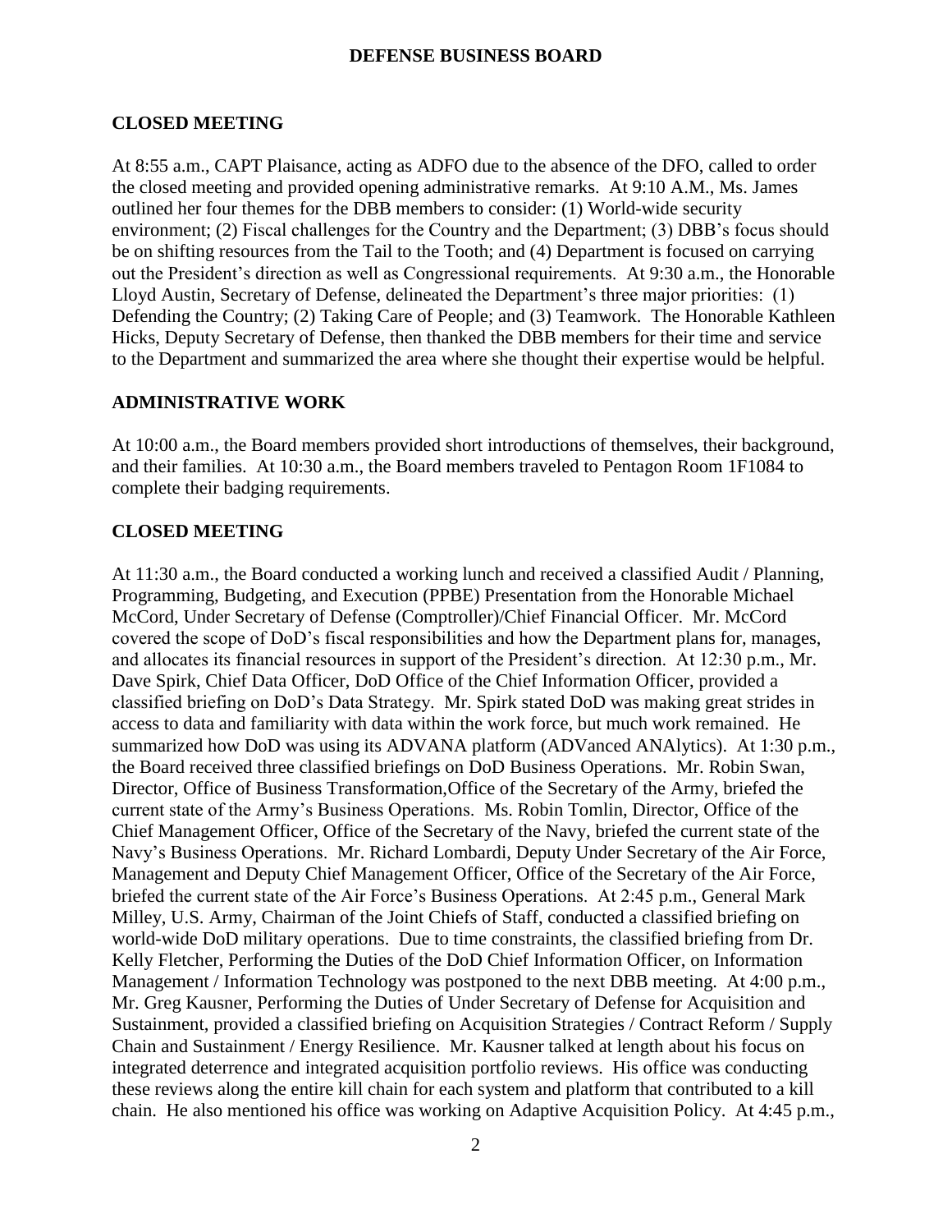## CLOSED MEETING

At 8:55 a.m., CAPT Plaisance, acting as ADFO due to the absence of the DFO, called to order the closed meeting and provided opening administrative remarks. At 9:10 A.M., Ms. James outlined her four themes for the DBB members to consider: (1) World-wide security environment; (2) Fiscal challenges for the Country and the Department; (3) DBB's focus should be on shifting resources from the Tail to the Tooth; and (4) Department is focused on carrying out the President's direction as well as Congressional requirements. At 9:30 a.m., the Honorable Lloyd Austin, Secretary of Defense, delineated the Department's three major priorities: (1) Defending the Country; (2) Taking Care of People; and (3) Teamwork. The Honorable Kathleen Hicks, Deputy Secretary of Defense, then thanked the DBB members for their time and service to the Department and summarized the area where she thought their expertise would be helpful.

## ADMINISTRATIVE WORK

At 10:00 a.m., the Board members provided short introductions of themselves, their background, and their families. At 10:30 a.m., the Board members traveled to Pentagon Room 1F1084 to complete their badging requirements.

## CLOSED MEETING

At 11:30 a.m., the Board conducted a working lunch and received a classified Audit / Planning, Programming, Budgeting, and Execution (PPBE) Presentation from the Honorable Michael McCord, Under Secretary of Defense (Comptroller)/Chief Financial Officer. Mr. McCord covered the scope of DoD's fiscal responsibilities and how the Department plans for, manages, and allocates its financial resources in support of the President's direction. At 12:30 p.m., Mr. Dave Spirk, Chief Data Officer, DoD Office of the Chief Information Officer, provided a classified briefing on DoD's Data Strategy. Mr. Spirk stated DoD was making great strides in access to data and familiarity with data within the work force, but much work remained. He summarized how DoD was using its ADVANA platform (ADVanced ANAlytics). At 1:30 p.m., the Board received three classified briefings on DoD Business Operations. Mr. Robin Swan, Director, Office of Business Transformation,Office of the Secretary of the Army, briefed the current state of the Army's Business Operations. Ms. Robin Tomlin, Director, Office of the Chief Management Officer, Office of the Secretary of the Navy, briefed the current state of the Navy's Business Operations. Mr. Richard Lombardi, Deputy Under Secretary of the Air Force, Management and Deputy Chief Management Officer, Office of the Secretary of the Air Force, briefed the current state of the Air Force's Business Operations. At 2:45 p.m., General Mark Milley, U.S. Army, Chairman of the Joint Chiefs of Staff, conducted a classified briefing on world-wide DoD military operations. Due to time constraints, the classified briefing from Dr. Kelly Fletcher, Performing the Duties of the DoD Chief Information Officer, on Information Management / Information Technology was postponed to the next DBB meeting. At 4:00 p.m., Mr. Greg Kausner, Performing the Duties of Under Secretary of Defense for Acquisition and Sustainment, provided a classified briefing on Acquisition Strategies / Contract Reform / Supply Chain and Sustainment / Energy Resilience. Mr. Kausner talked at length about his focus on integrated deterrence and integrated acquisition portfolio reviews. His office was conducting these reviews along the entire kill chain for each system and platform that contributed to a kill chain. He also mentioned his office was working on Adaptive Acquisition Policy. At 4:45 p.m.,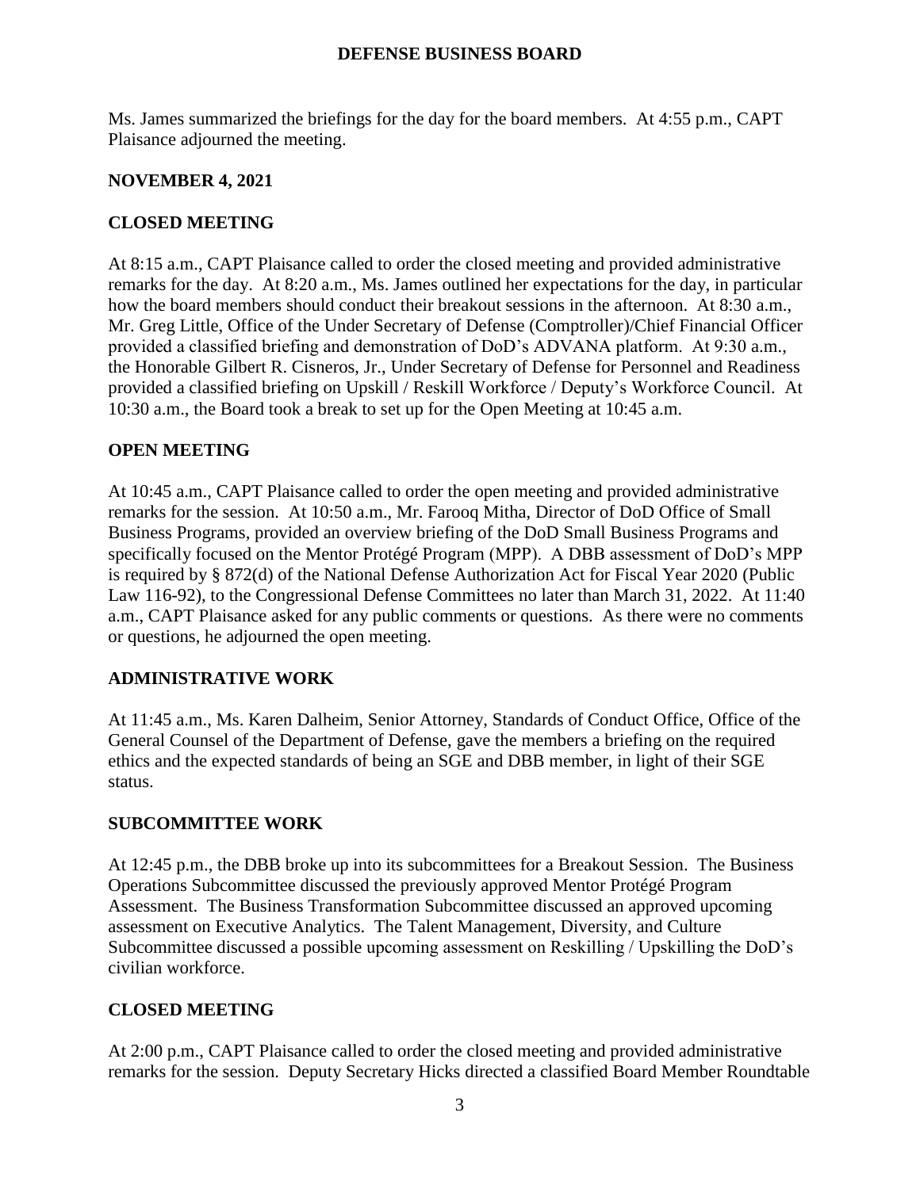Ms. James summarized the briefings for the day for the board members. At 4:55 p.m., CAPT Plaisance adjourned the meeting.

## NOVEMBER 4, 2021

## CLOSED MEETING

At 8:15 a.m., CAPT Plaisance called to order the closed meeting and provided administrative remarks for the day. At 8:20 a.m., Ms. James outlined her expectations for the day, in particular how the board members should conduct their breakout sessions in the afternoon. At 8:30 a.m., Mr. Greg Little, Office of the Under Secretary of Defense (Comptroller)/Chief Financial Officer provided a classified briefing and demonstration of DoD's ADVANA platform. At 9:30 a.m., the Honorable Gilbert R. Cisneros, Jr., Under Secretary of Defense for Personnel and Readiness provided a classified briefing on Upskill / Reskill Workforce / Deputy's Workforce Council. At 10:30 a.m., the Board took a break to set up for the Open Meeting at 10:45 a.m.

## OPEN MEETING

At 10:45 a.m., CAPT Plaisance called to order the open meeting and provided administrative remarks for the session. At 10:50 a.m., Mr. Farooq Mitha, Director of DoD Office of Small Business Programs, provided an overview briefing of the DoD Small Business Programs and specifically focused on the Mentor Protégé Program (MPP). A DBB assessment of DoD's MPP is required by § 872(d) of the National Defense Authorization Act for Fiscal Year 2020 (Public Law 116-92), to the Congressional Defense Committees no later than March 31, 2022. At 11:40 a.m., CAPT Plaisance asked for any public comments or questions. As there were no comments or questions, he adjourned the open meeting.

## ADMINISTRATIVE WORK

At 11:45 a.m., Ms. Karen Dalheim, Senior Attorney, Standards of Conduct Office, Office of the General Counsel of the Department of Defense, gave the members a briefing on the required ethics and the expected standards of being an SGE and DBB member, in light of their SGE status.

## SUBCOMMITTEE WORK

At 12:45 p.m., the DBB broke up into its subcommittees for a Breakout Session. The Business Operations Subcommittee discussed the previously approved Mentor Protégé Program Assessment. The Business Transformation Subcommittee discussed an approved upcoming assessment on Executive Analytics. The Talent Management, Diversity, and Culture Subcommittee discussed a possible upcoming assessment on Reskilling / Upskilling the DoD's civilian workforce.

## CLOSED MEETING

At 2:00 p.m., CAPT Plaisance called to order the closed meeting and provided administrative remarks for the session. Deputy Secretary Hicks directed a classified Board Member Roundtable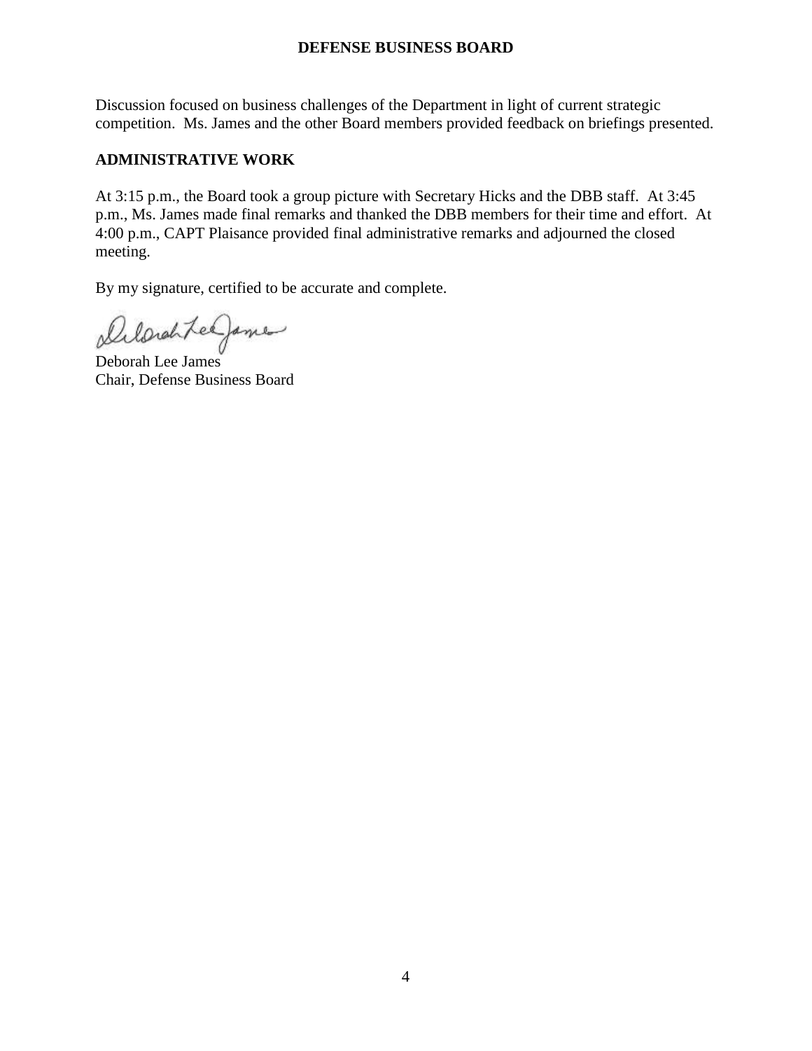Discussion focused on business challenges of the Department in light of current strategic competition. Ms. James and the other Board members provided feedback on briefings presented.

**ADMINISTRATIVE WORK**

At 3:15 p.m., the Board took a group picture with Secretary Hicks and the DBB staff. At 3:45 p.m., Ms. James made final remarks and thanked the DBB members for their time and effort. At 4:00 p.m., CAPT Plaisance provided final administrative remarks and adjourned the closed meeting.

By my signature, certified to be accurate and complete.

Deborah Lee James
Chair, Defense Business Board